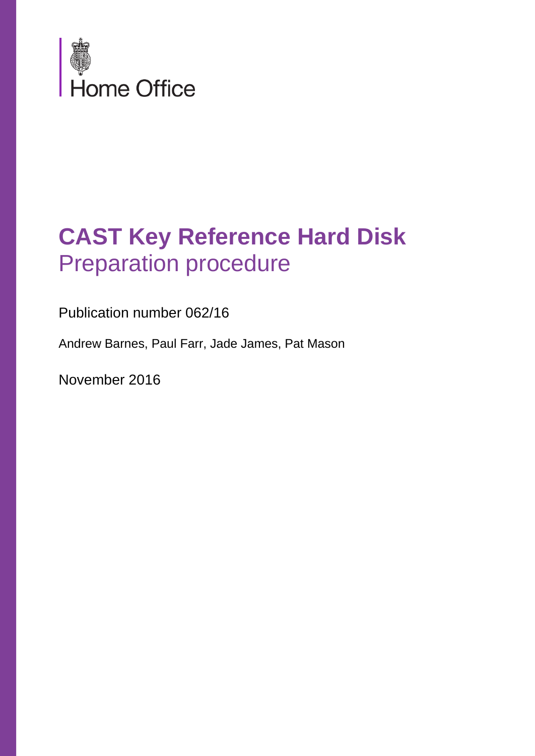Home Office

# CAST Key Reference Hard Disk

## Preparation procedure

Publication number 062/16

Andrew Barnes, Paul Farr, Jade James, Pat Mason

November 2016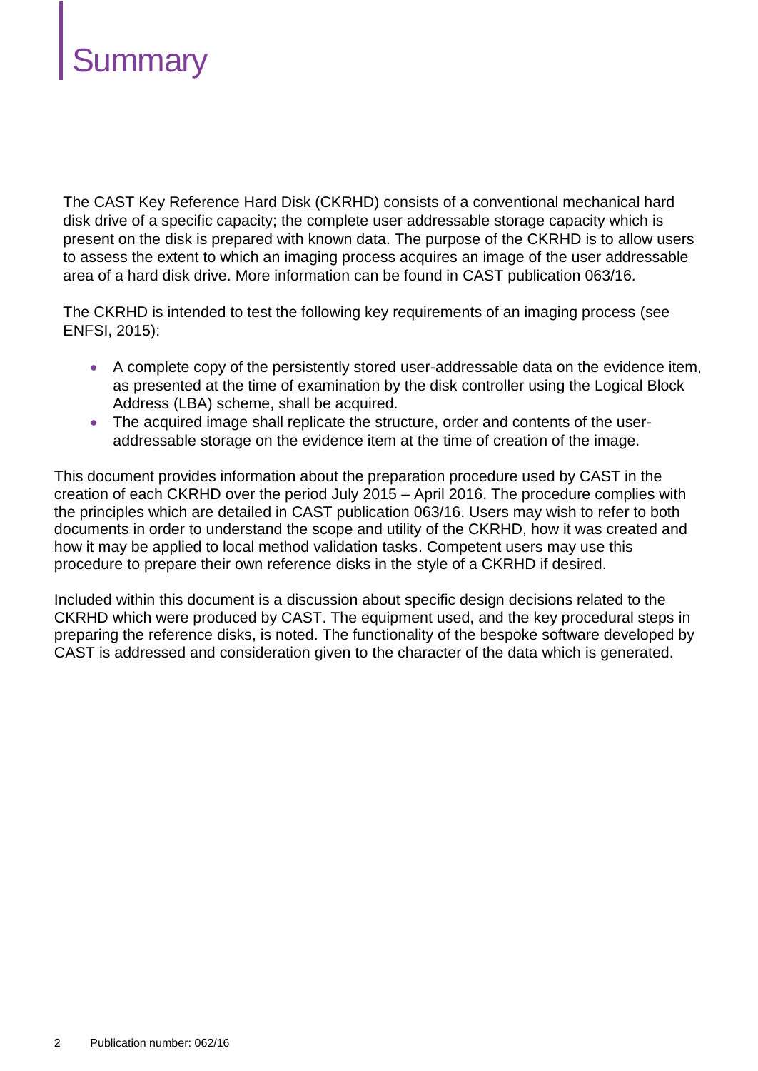# Summary

The CAST Key Reference Hard Disk (CKRHD) consists of a conventional mechanical hard disk drive of a specific capacity; the complete user addressable storage capacity which is present on the disk is prepared with known data. The purpose of the CKRHD is to allow users to assess the extent to which an imaging process acquires an image of the user addressable area of a hard disk drive. More information can be found in CAST publication 063/16.

The CKRHD is intended to test the following key requirements of an imaging process (see ENFSI, 2015):

- A complete copy of the persistently stored user-addressable data on the evidence item, as presented at the time of examination by the disk controller using the Logical Block Address (LBA) scheme, shall be acquired.
- The acquired image shall replicate the structure, order and contents of the user-addressable storage on the evidence item at the time of creation of the image.

This document provides information about the preparation procedure used by CAST in the creation of each CKRHD over the period July 2015 – April 2016. The procedure complies with the principles which are detailed in CAST publication 063/16. Users may wish to refer to both documents in order to understand the scope and utility of the CKRHD, how it was created and how it may be applied to local method validation tasks. Competent users may use this procedure to prepare their own reference disks in the style of a CKRHD if desired.

Included within this document is a discussion about specific design decisions related to the CKRHD which were produced by CAST. The equipment used, and the key procedural steps in preparing the reference disks, is noted. The functionality of the bespoke software developed by CAST is addressed and consideration given to the character of the data which is generated.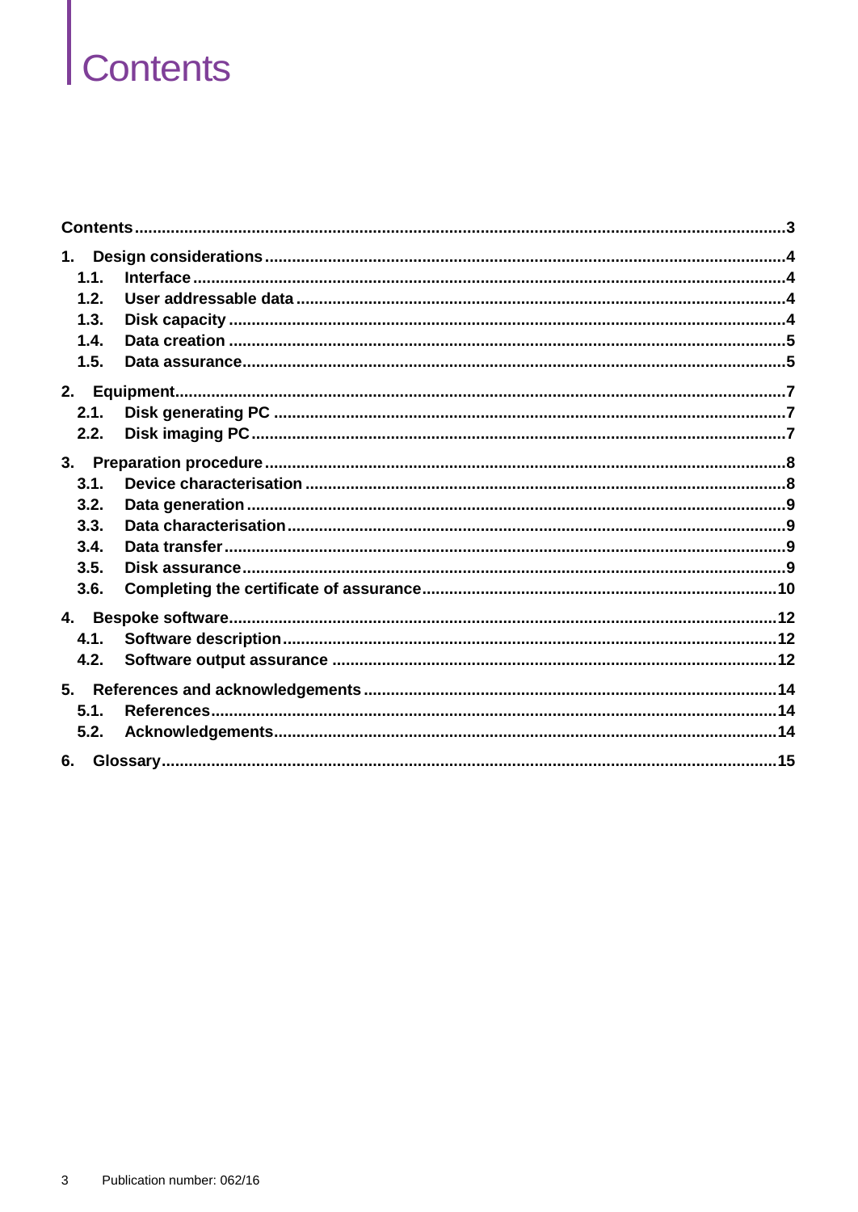# Contents

Contents ... 3

1. Design considerations ... 4
   - 1.1. Interface ... 4
   - 1.2. User addressable data ... 4
   - 1.3. Disk capacity ... 4
   - 1.4. Data creation ... 5
   - 1.5. Data assurance ... 5
2. Equipment ... 7
   - 2.1. Disk generating PC ... 7
   - 2.2. Disk imaging PC ... 7
3. Preparation procedure ... 8
   - 3.1. Device characterisation ... 8
   - 3.2. Data generation ... 9
   - 3.3. Data characterisation ... 9
   - 3.4. Data transfer ... 9
   - 3.5. Disk assurance ... 9
   - 3.6. Completing the certificate of assurance ... 10
4. Bespoke software ... 12
   - 4.1. Software description ... 12
   - 4.2. Software output assurance ... 12
5. References and acknowledgements ... 14
   - 5.1. References ... 14
   - 5.2. Acknowledgements ... 14
6. Glossary ... 15

Publication number: 062/16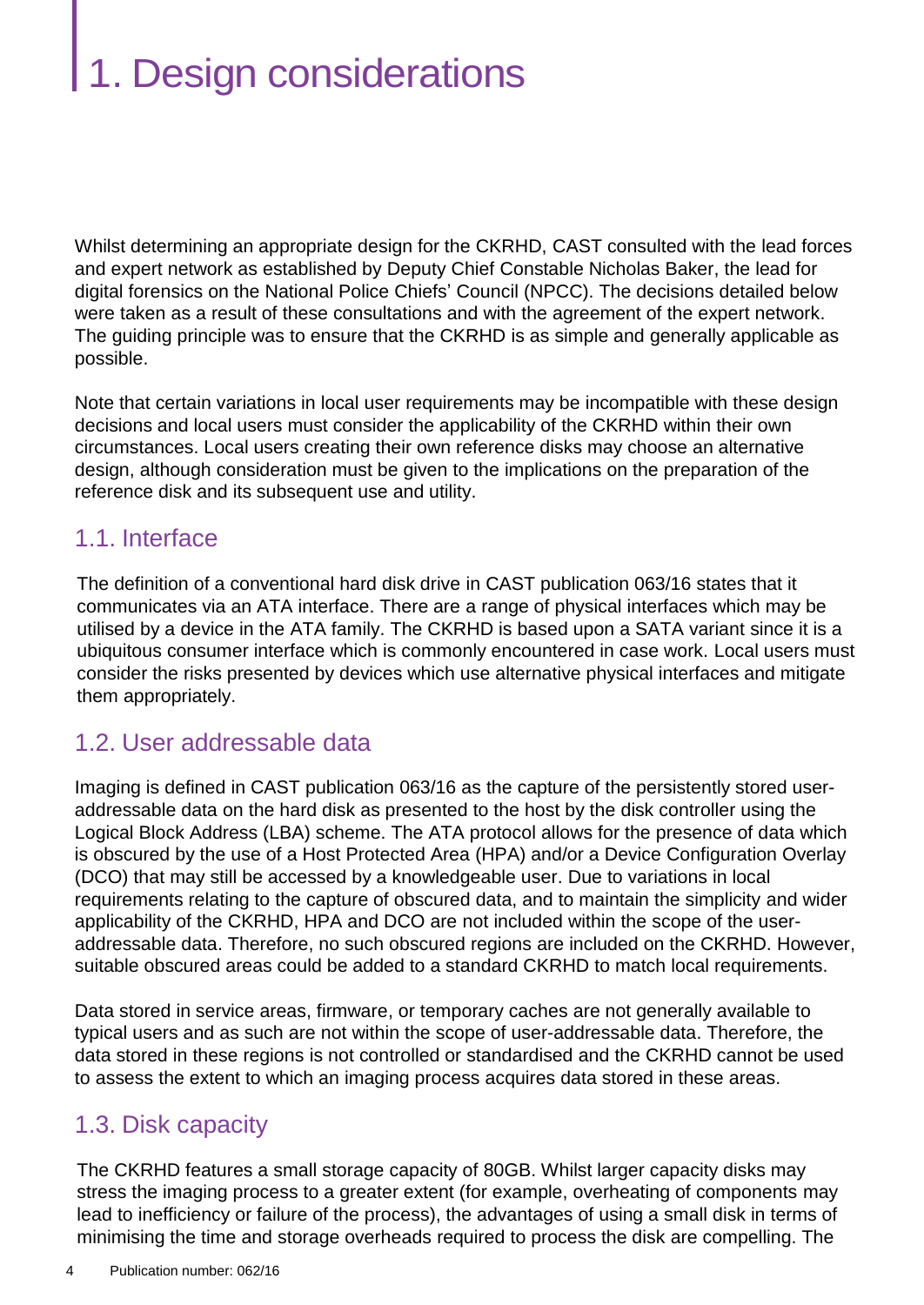# 1. Design considerations

Whilst determining an appropriate design for the CKRHD, CAST consulted with the lead forces and expert network as established by Deputy Chief Constable Nicholas Baker, the lead for digital forensics on the National Police Chiefs' Council (NPCC). The decisions detailed below were taken as a result of these consultations and with the agreement of the expert network. The guiding principle was to ensure that the CKRHD is as simple and generally applicable as possible.

Note that certain variations in local user requirements may be incompatible with these design decisions and local users must consider the applicability of the CKRHD within their own circumstances. Local users creating their own reference disks may choose an alternative design, although consideration must be given to the implications on the preparation of the reference disk and its subsequent use and utility.

## 1.1. Interface

The definition of a conventional hard disk drive in CAST publication 063/16 states that it communicates via an ATA interface. There are a range of physical interfaces which may be utilised by a device in the ATA family. The CKRHD is based upon a SATA variant since it is a ubiquitous consumer interface which is commonly encountered in case work. Local users must consider the risks presented by devices which use alternative physical interfaces and mitigate them appropriately.

## 1.2. User addressable data

Imaging is defined in CAST publication 063/16 as the capture of the persistently stored user-addressable data on the hard disk as presented to the host by the disk controller using the Logical Block Address (LBA) scheme. The ATA protocol allows for the presence of data which is obscured by the use of a Host Protected Area (HPA) and/or a Device Configuration Overlay (DCO) that may still be accessed by a knowledgeable user. Due to variations in local requirements relating to the capture of obscured data, and to maintain the simplicity and wider applicability of the CKRHD, HPA and DCO are not included within the scope of the user-addressable data. Therefore, no such obscured regions are included on the CKRHD. However, suitable obscured areas could be added to a standard CKRHD to match local requirements.

Data stored in service areas, firmware, or temporary caches are not generally available to typical users and as such are not within the scope of user-addressable data. Therefore, the data stored in these regions is not controlled or standardised and the CKRHD cannot be used to assess the extent to which an imaging process acquires data stored in these areas.

## 1.3. Disk capacity

The CKRHD features a small storage capacity of 80GB. Whilst larger capacity disks may stress the imaging process to a greater extent (for example, overheating of components may lead to inefficiency or failure of the process), the advantages of using a small disk in terms of minimising the time and storage overheads required to process the disk are compelling. The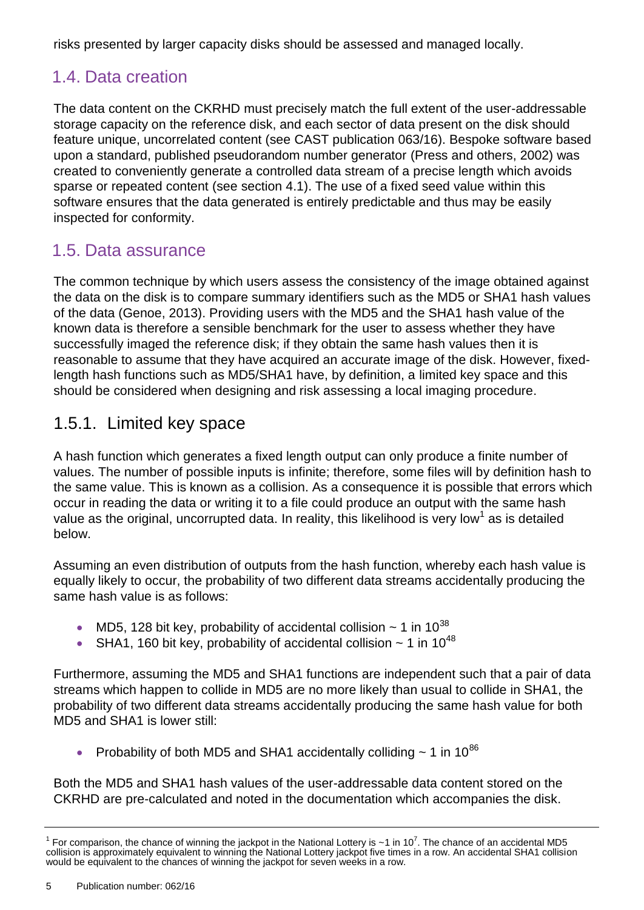risks presented by larger capacity disks should be assessed and managed locally.

## 1.4. Data creation

The data content on the CKRHD must precisely match the full extent of the user-addressable storage capacity on the reference disk, and each sector of data present on the disk should feature unique, uncorrelated content (see CAST publication 063/16). Bespoke software based upon a standard, published pseudorandom number generator (Press and others, 2002) was created to conveniently generate a controlled data stream of a precise length which avoids sparse or repeated content (see section 4.1). The use of a fixed seed value within this software ensures that the data generated is entirely predictable and thus may be easily inspected for conformity.

## 1.5. Data assurance

The common technique by which users assess the consistency of the image obtained against the data on the disk is to compare summary identifiers such as the MD5 or SHA1 hash values of the data (Genoe, 2013). Providing users with the MD5 and the SHA1 hash value of the known data is therefore a sensible benchmark for the user to assess whether they have successfully imaged the reference disk; if they obtain the same hash values then it is reasonable to assume that they have acquired an accurate image of the disk. However, fixed-length hash functions such as MD5/SHA1 have, by definition, a limited key space and this should be considered when designing and risk assessing a local imaging procedure.

### 1.5.1. Limited key space

A hash function which generates a fixed length output can only produce a finite number of values. The number of possible inputs is infinite; therefore, some files will by definition hash to the same value. This is known as a collision. As a consequence it is possible that errors which occur in reading the data or writing it to a file could produce an output with the same hash value as the original, uncorrupted data. In reality, this likelihood is very low[1] as is detailed below.

Assuming an even distribution of outputs from the hash function, whereby each hash value is equally likely to occur, the probability of two different data streams accidentally producing the same hash value is as follows:

- MD5, 128 bit key, probability of accidental collision ~ 1 in $10^{38}$
- SHA1, 160 bit key, probability of accidental collision ~ 1 in $10^{48}$

Furthermore, assuming the MD5 and SHA1 functions are independent such that a pair of data streams which happen to collide in MD5 are no more likely than usual to collide in SHA1, the probability of two different data streams accidentally producing the same hash value for both MD5 and SHA1 is lower still:

- Probability of both MD5 and SHA1 accidentally colliding ~ 1 in $10^{86}$

Both the MD5 and SHA1 hash values of the user-addressable data content stored on the CKRHD are pre-calculated and noted in the documentation which accompanies the disk.

---

[1] For comparison, the chance of winning the jackpot in the National Lottery is ~1 in $10^{7}$. The chance of an accidental MD5 collision is approximately equivalent to winning the National Lottery jackpot five times in a row. An accidental SHA1 collision would be equivalent to the chances of winning the jackpot for seven weeks in a row.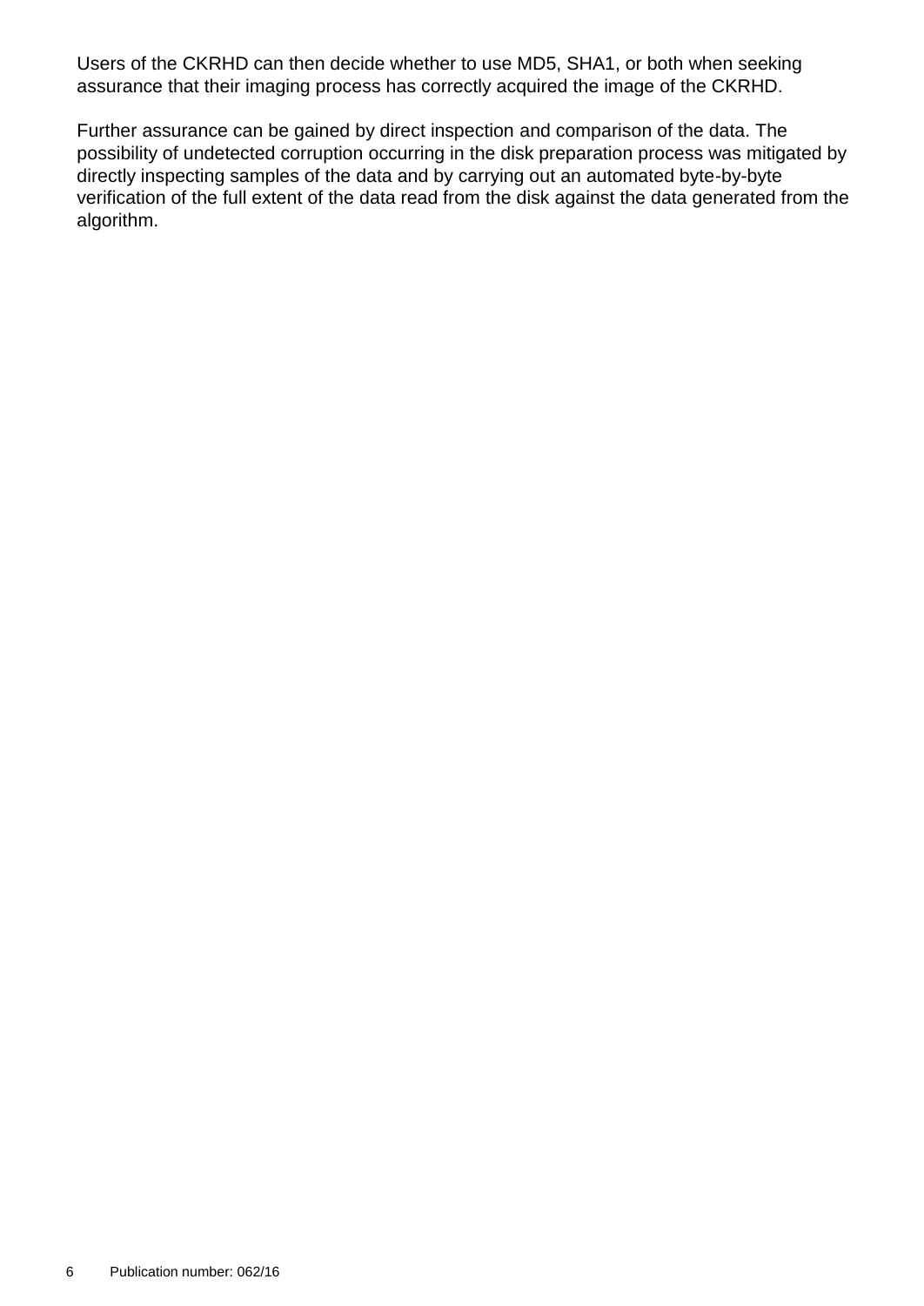Users of the CKRHD can then decide whether to use MD5, SHA1, or both when seeking assurance that their imaging process has correctly acquired the image of the CKRHD.

Further assurance can be gained by direct inspection and comparison of the data. The possibility of undetected corruption occurring in the disk preparation process was mitigated by directly inspecting samples of the data and by carrying out an automated byte-by-byte verification of the full extent of the data read from the disk against the data generated from the algorithm.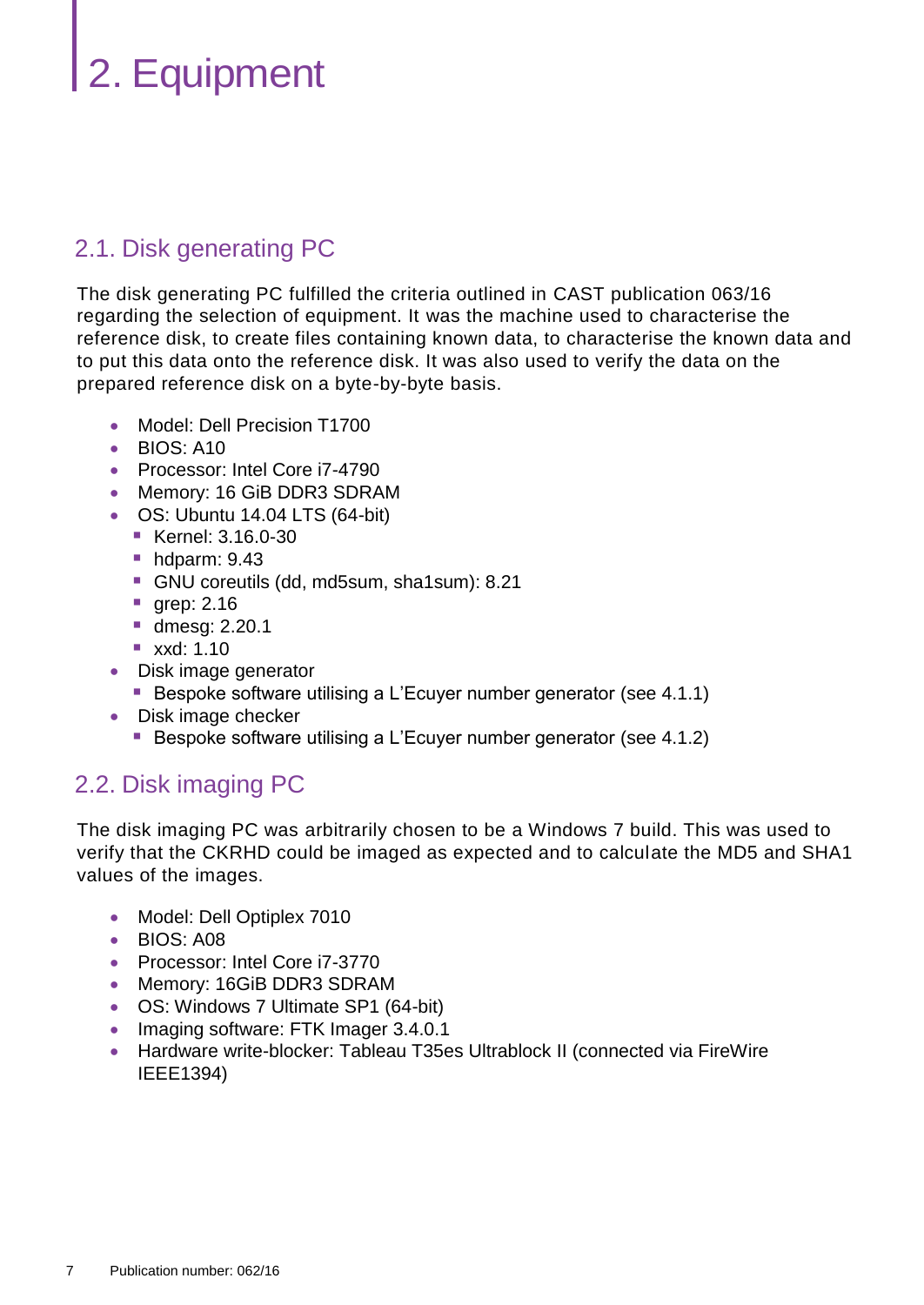# 2. Equipment

## 2.1. Disk generating PC

The disk generating PC fulfilled the criteria outlined in CAST publication 063/16 regarding the selection of equipment. It was the machine used to characterise the reference disk, to create files containing known data, to characterise the known data and to put this data onto the reference disk. It was also used to verify the data on the prepared reference disk on a byte-by-byte basis.

- Model: Dell Precision T1700
- BIOS: A10
- Processor: Intel Core i7-4790
- Memory: 16 GiB DDR3 SDRAM
- OS: Ubuntu 14.04 LTS (64-bit)
  - Kernel: 3.16.0-30
  - hdparm: 9.43
  - GNU coreutils (dd, md5sum, sha1sum): 8.21
  - grep: 2.16
  - dmesg: 2.20.1
  - xxd: 1.10
- Disk image generator
  - Bespoke software utilising a L'Ecuyer number generator (see 4.1.1)
- Disk image checker
  - Bespoke software utilising a L'Ecuyer number generator (see 4.1.2)

## 2.2. Disk imaging PC

The disk imaging PC was arbitrarily chosen to be a Windows 7 build. This was used to verify that the CKRHD could be imaged as expected and to calculate the MD5 and SHA1 values of the images.

- Model: Dell Optiplex 7010
- BIOS: A08
- Processor: Intel Core i7-3770
- Memory: 16GiB DDR3 SDRAM
- OS: Windows 7 Ultimate SP1 (64-bit)
- Imaging software: FTK Imager 3.4.0.1
- Hardware write-blocker: Tableau T35es Ultrablock II (connected via FireWire IEEE1394)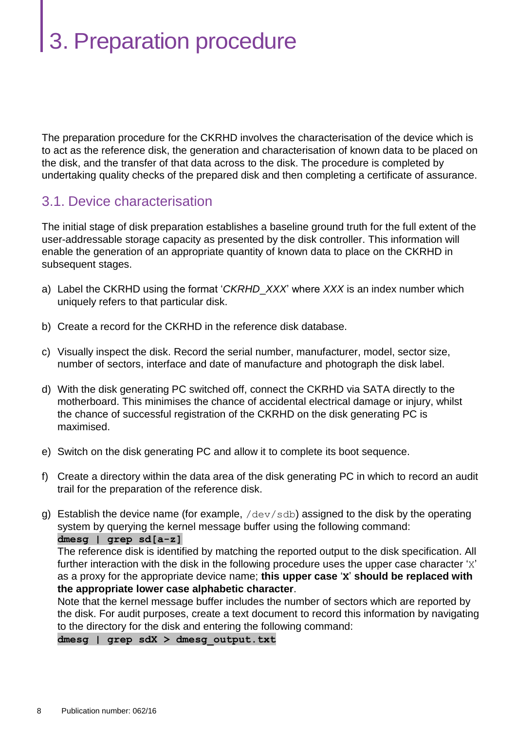# 3. Preparation procedure

The preparation procedure for the CKRHD involves the characterisation of the device which is to act as the reference disk, the generation and characterisation of known data to be placed on the disk, and the transfer of that data across to the disk. The procedure is completed by undertaking quality checks of the prepared disk and then completing a certificate of assurance.

## 3.1. Device characterisation

The initial stage of disk preparation establishes a baseline ground truth for the full extent of the user-addressable storage capacity as presented by the disk controller. This information will enable the generation of an appropriate quantity of known data to place on the CKRHD in subsequent stages.

a) Label the CKRHD using the format '*CKRHD_XXX*' where *XXX* is an index number which uniquely refers to that particular disk.

b) Create a record for the CKRHD in the reference disk database.

c) Visually inspect the disk. Record the serial number, manufacturer, model, sector size, number of sectors, interface and date of manufacture and photograph the disk label.

d) With the disk generating PC switched off, connect the CKRHD via SATA directly to the motherboard. This minimises the chance of accidental electrical damage or injury, whilst the chance of successful registration of the CKRHD on the disk generating PC is maximised.

e) Switch on the disk generating PC and allow it to complete its boot sequence.

f) Create a directory within the data area of the disk generating PC in which to record an audit trail for the preparation of the reference disk.

g) Establish the device name (for example, `/dev/sdb`) assigned to the disk by the operating system by querying the kernel message buffer using the following command:
   **`dmesg | grep sd[a-z]`**
   The reference disk is identified by matching the reported output to the disk specification. All further interaction with the disk in the following procedure uses the upper case character '`X`' as a proxy for the appropriate device name; **this upper case '`X`' should be replaced with the appropriate lower case alphabetic character**.
   Note that the kernel message buffer includes the number of sectors which are reported by the disk. For audit purposes, create a text document to record this information by navigating to the directory for the disk and entering the following command:
   **`dmesg | grep sdX > dmesg_output.txt`**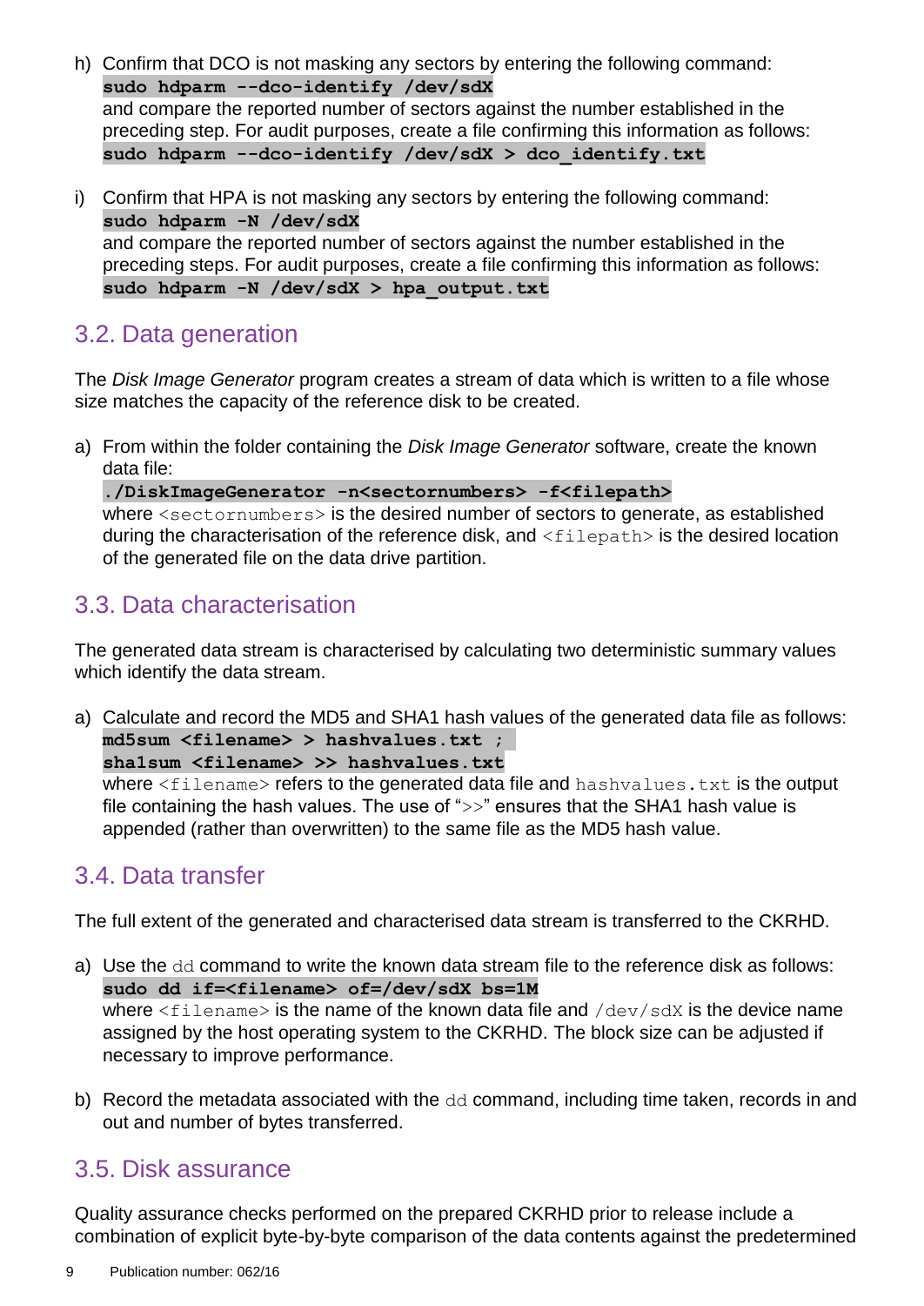h) Confirm that DCO is not masking any sectors by entering the following command:
   **`sudo hdparm --dco-identify /dev/sdX`**
   and compare the reported number of sectors against the number established in the preceding step. For audit purposes, create a file confirming this information as follows:
   **`sudo hdparm --dco-identify /dev/sdX > dco_identify.txt`**

i) Confirm that HPA is not masking any sectors by entering the following command:
   **`sudo hdparm -N /dev/sdX`**
   and compare the reported number of sectors against the number established in the preceding steps. For audit purposes, create a file confirming this information as follows:
   **`sudo hdparm -N /dev/sdX > hpa_output.txt`**

## 3.2. Data generation

The *Disk Image Generator* program creates a stream of data which is written to a file whose size matches the capacity of the reference disk to be created.

a) From within the folder containing the *Disk Image Generator* software, create the known data file:
   **`./DiskImageGenerator -n<sectornumbers> -f<filepath>`**
   where `<sectornumbers>` is the desired number of sectors to generate, as established during the characterisation of the reference disk, and `<filepath>` is the desired location of the generated file on the data drive partition.

## 3.3. Data characterisation

The generated data stream is characterised by calculating two deterministic summary values which identify the data stream.

a) Calculate and record the MD5 and SHA1 hash values of the generated data file as follows:
   **`md5sum <filename> > hashvalues.txt ;`**
   **`sha1sum <filename> >> hashvalues.txt`**
   where `<filename>` refers to the generated data file and `hashvalues.txt` is the output file containing the hash values. The use of "`>>`" ensures that the SHA1 hash value is appended (rather than overwritten) to the same file as the MD5 hash value.

## 3.4. Data transfer

The full extent of the generated and characterised data stream is transferred to the CKRHD.

a) Use the `dd` command to write the known data stream file to the reference disk as follows:
   **`sudo dd if=<filename> of=/dev/sdX bs=1M`**
   where `<filename>` is the name of the known data file and `/dev/sdX` is the device name assigned by the host operating system to the CKRHD. The block size can be adjusted if necessary to improve performance.

b) Record the metadata associated with the `dd` command, including time taken, records in and out and number of bytes transferred.

## 3.5. Disk assurance

Quality assurance checks performed on the prepared CKRHD prior to release include a combination of explicit byte-by-byte comparison of the data contents against the predetermined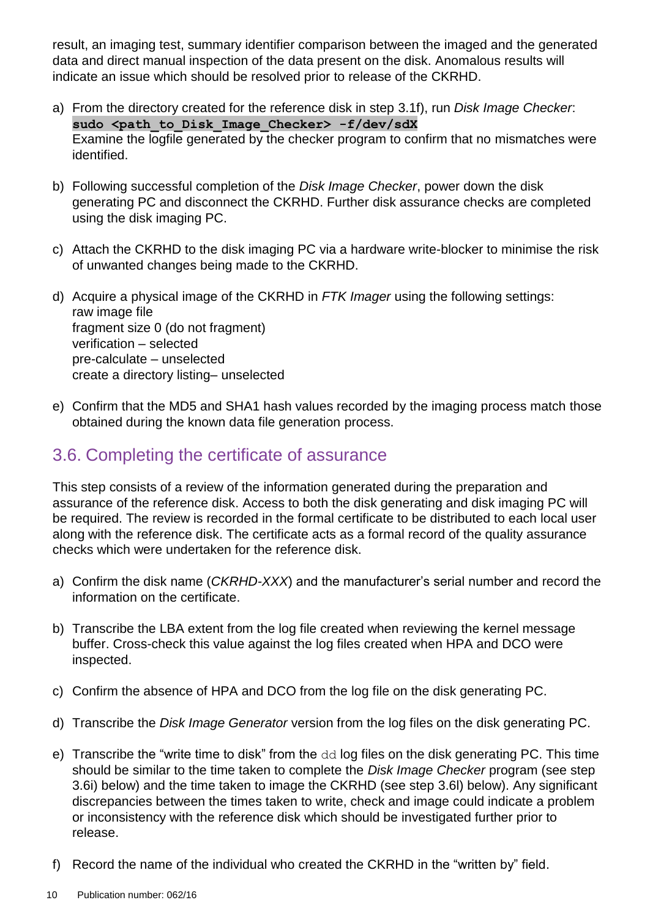result, an imaging test, summary identifier comparison between the imaged and the generated data and direct manual inspection of the data present on the disk. Anomalous results will indicate an issue which should be resolved prior to release of the CKRHD.

a) From the directory created for the reference disk in step 3.1f), run *Disk Image Checker*:
   **`sudo <path_to_Disk_Image_Checker> -f/dev/sdX`**
   Examine the logfile generated by the checker program to confirm that no mismatches were identified.

b) Following successful completion of the *Disk Image Checker*, power down the disk generating PC and disconnect the CKRHD. Further disk assurance checks are completed using the disk imaging PC.

c) Attach the CKRHD to the disk imaging PC via a hardware write-blocker to minimise the risk of unwanted changes being made to the CKRHD.

d) Acquire a physical image of the CKRHD in *FTK Imager* using the following settings:
   raw image file
   fragment size 0 (do not fragment)
   verification – selected
   pre-calculate – unselected
   create a directory listing– unselected

e) Confirm that the MD5 and SHA1 hash values recorded by the imaging process match those obtained during the known data file generation process.

## 3.6. Completing the certificate of assurance

This step consists of a review of the information generated during the preparation and assurance of the reference disk. Access to both the disk generating and disk imaging PC will be required. The review is recorded in the formal certificate to be distributed to each local user along with the reference disk. The certificate acts as a formal record of the quality assurance checks which were undertaken for the reference disk.

a) Confirm the disk name (*CKRHD-XXX*) and the manufacturer's serial number and record the information on the certificate.

b) Transcribe the LBA extent from the log file created when reviewing the kernel message buffer. Cross-check this value against the log files created when HPA and DCO were inspected.

c) Confirm the absence of HPA and DCO from the log file on the disk generating PC.

d) Transcribe the *Disk Image Generator* version from the log files on the disk generating PC.

e) Transcribe the "write time to disk" from the `dd` log files on the disk generating PC. This time should be similar to the time taken to complete the *Disk Image Checker* program (see step 3.6i) below) and the time taken to image the CKRHD (see step 3.6l) below). Any significant discrepancies between the times taken to write, check and image could indicate a problem or inconsistency with the reference disk which should be investigated further prior to release.

f) Record the name of the individual who created the CKRHD in the "written by" field.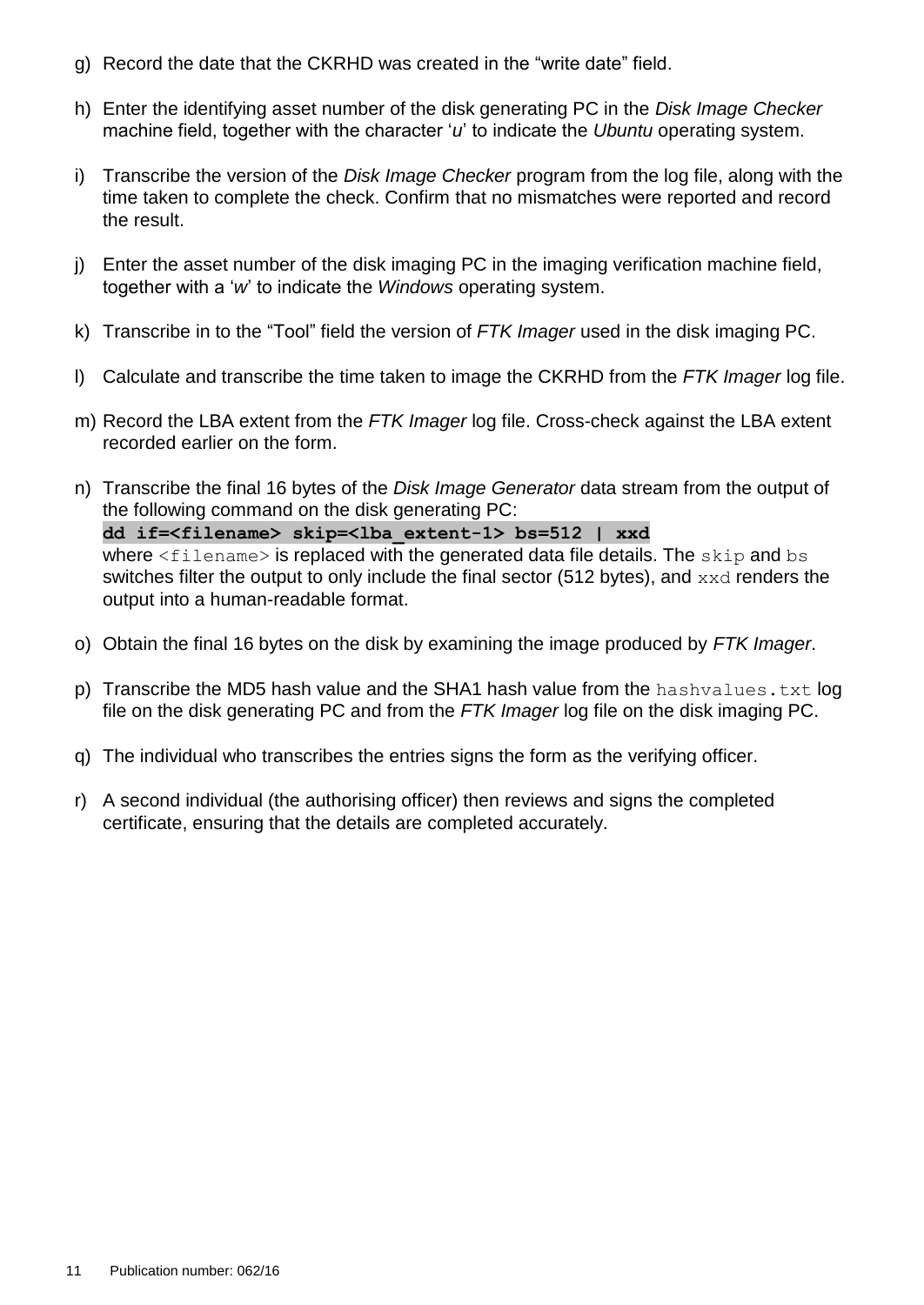g) Record the date that the CKRHD was created in the “write date” field.

h) Enter the identifying asset number of the disk generating PC in the *Disk Image Checker* machine field, together with the character ‘*u*’ to indicate the *Ubuntu* operating system.

i) Transcribe the version of the *Disk Image Checker* program from the log file, along with the time taken to complete the check. Confirm that no mismatches were reported and record the result.

j) Enter the asset number of the disk imaging PC in the imaging verification machine field, together with a ‘*w*’ to indicate the *Windows* operating system.

k) Transcribe in to the “Tool” field the version of *FTK Imager* used in the disk imaging PC.

l) Calculate and transcribe the time taken to image the CKRHD from the *FTK Imager* log file.

m) Record the LBA extent from the *FTK Imager* log file. Cross-check against the LBA extent recorded earlier on the form.

n) Transcribe the final 16 bytes of the *Disk Image Generator* data stream from the output of the following command on the disk generating PC:
   **`dd if=<filename> skip=<lba_extent-1> bs=512 | xxd`**
   where `<filename>` is replaced with the generated data file details. The `skip` and `bs` switches filter the output to only include the final sector (512 bytes), and `xxd` renders the output into a human-readable format.

o) Obtain the final 16 bytes on the disk by examining the image produced by *FTK Imager*.

p) Transcribe the MD5 hash value and the SHA1 hash value from the `hashvalues.txt` log file on the disk generating PC and from the *FTK Imager* log file on the disk imaging PC.

q) The individual who transcribes the entries signs the form as the verifying officer.

r) A second individual (the authorising officer) then reviews and signs the completed certificate, ensuring that the details are completed accurately.

Publication number: 062/16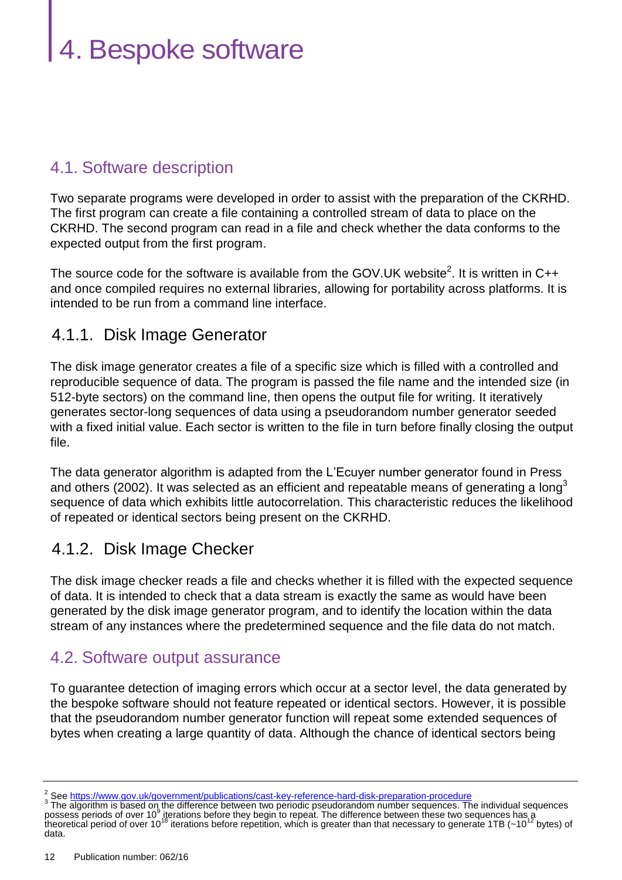# 4. Bespoke software

## 4.1. Software description

Two separate programs were developed in order to assist with the preparation of the CKRHD. The first program can create a file containing a controlled stream of data to place on the CKRHD. The second program can read in a file and check whether the data conforms to the expected output from the first program.

The source code for the software is available from the GOV.UK website[2]. It is written in C++ and once compiled requires no external libraries, allowing for portability across platforms. It is intended to be run from a command line interface.

### 4.1.1. Disk Image Generator

The disk image generator creates a file of a specific size which is filled with a controlled and reproducible sequence of data. The program is passed the file name and the intended size (in 512-byte sectors) on the command line, then opens the output file for writing. It iteratively generates sector-long sequences of data using a pseudorandom number generator seeded with a fixed initial value. Each sector is written to the file in turn before finally closing the output file.

The data generator algorithm is adapted from the L'Ecuyer number generator found in Press and others (2002). It was selected as an efficient and repeatable means of generating a long[3] sequence of data which exhibits little autocorrelation. This characteristic reduces the likelihood of repeated or identical sectors being present on the CKRHD.

### 4.1.2. Disk Image Checker

The disk image checker reads a file and checks whether it is filled with the expected sequence of data. It is intended to check that a data stream is exactly the same as would have been generated by the disk image generator program, and to identify the location within the data stream of any instances where the predetermined sequence and the file data do not match.

## 4.2. Software output assurance

To guarantee detection of imaging errors which occur at a sector level, the data generated by the bespoke software should not feature repeated or identical sectors. However, it is possible that the pseudorandom number generator function will repeat some extended sequences of bytes when creating a large quantity of data. Although the chance of identical sectors being

---

[2] See https://www.gov.uk/government/publications/cast-key-reference-hard-disk-preparation-procedure

[3] The algorithm is based on the difference between two periodic pseudorandom number sequences. The individual sequences possess periods of over $10^9$ iterations before they begin to repeat. The difference between these two sequences has a theoretical period of over $10^{18}$ iterations before repetition, which is greater than that necessary to generate 1TB ($\sim 10^{12}$ bytes) of data.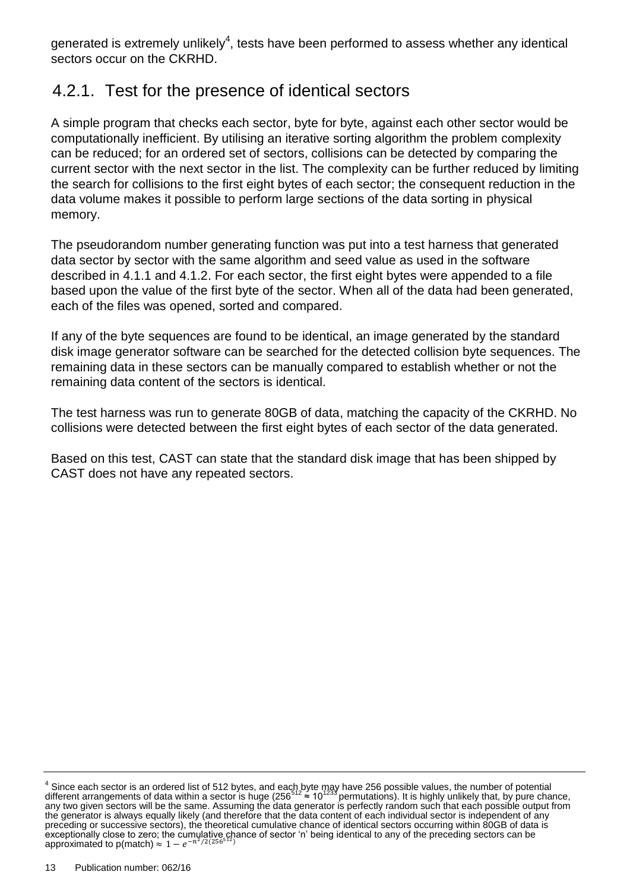generated is extremely unlikely[4], tests have been performed to assess whether any identical sectors occur on the CKRHD.

### 4.2.1. Test for the presence of identical sectors

A simple program that checks each sector, byte for byte, against each other sector would be computationally inefficient. By utilising an iterative sorting algorithm the problem complexity can be reduced; for an ordered set of sectors, collisions can be detected by comparing the current sector with the next sector in the list. The complexity can be further reduced by limiting the search for collisions to the first eight bytes of each sector; the consequent reduction in the data volume makes it possible to perform large sections of the data sorting in physical memory.

The pseudorandom number generating function was put into a test harness that generated data sector by sector with the same algorithm and seed value as used in the software described in 4.1.1 and 4.1.2. For each sector, the first eight bytes were appended to a file based upon the value of the first byte of the sector. When all of the data had been generated, each of the files was opened, sorted and compared.

If any of the byte sequences are found to be identical, an image generated by the standard disk image generator software can be searched for the detected collision byte sequences. The remaining data in these sectors can be manually compared to establish whether or not the remaining data content of the sectors is identical.

The test harness was run to generate 80GB of data, matching the capacity of the CKRHD. No collisions were detected between the first eight bytes of each sector of the data generated.

Based on this test, CAST can state that the standard disk image that has been shipped by CAST does not have any repeated sectors.

---

[4] Since each sector is an ordered list of 512 bytes, and each byte may have 256 possible values, the number of potential different arrangements of data within a sector is huge ($256^{512} \approx 10^{1233}$ permutations). It is highly unlikely that, by pure chance, any two given sectors will be the same. Assuming the data generator is perfectly random such that each possible output from the generator is always equally likely (and therefore that the data content of each individual sector is independent of any preceding or successive sectors), the theoretical cumulative chance of identical sectors occurring within 80GB of data is exceptionally close to zero; the cumulative chance of sector 'n' being identical to any of the preceding sectors can be approximated to p(match) $\approx 1 - e^{-n^2/2(256^{512})}$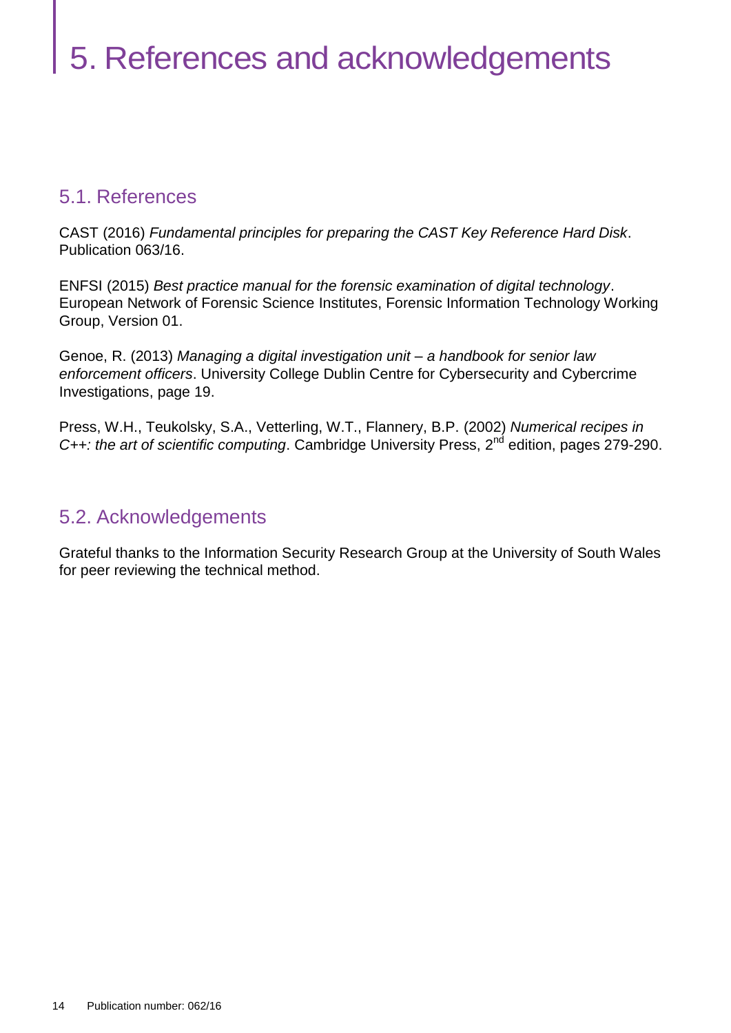# 5. References and acknowledgements

## 5.1. References

CAST (2016) *Fundamental principles for preparing the CAST Key Reference Hard Disk*. Publication 063/16.

ENFSI (2015) *Best practice manual for the forensic examination of digital technology*. European Network of Forensic Science Institutes, Forensic Information Technology Working Group, Version 01.

Genoe, R. (2013) *Managing a digital investigation unit – a handbook for senior law enforcement officers*. University College Dublin Centre for Cybersecurity and Cybercrime Investigations, page 19.

Press, W.H., Teukolsky, S.A., Vetterling, W.T., Flannery, B.P. (2002) *Numerical recipes in C++: the art of scientific computing*. Cambridge University Press, 2nd edition, pages 279-290.

## 5.2. Acknowledgements

Grateful thanks to the Information Security Research Group at the University of South Wales for peer reviewing the technical method.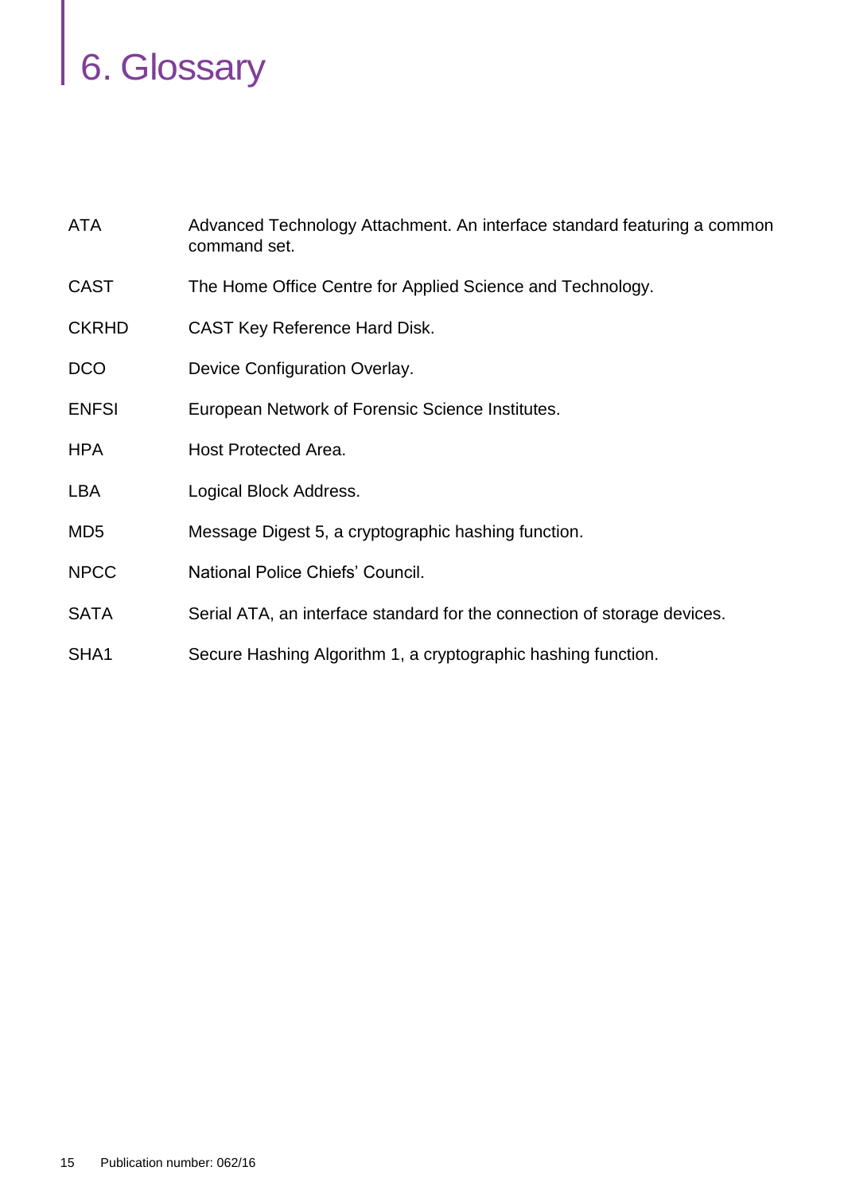# 6. Glossary

| | |
|---|---|
| ATA | Advanced Technology Attachment. An interface standard featuring a common command set. |
| CAST | The Home Office Centre for Applied Science and Technology. |
| CKRHD | CAST Key Reference Hard Disk. |
| DCO | Device Configuration Overlay. |
| ENFSI | European Network of Forensic Science Institutes. |
| HPA | Host Protected Area. |
| LBA | Logical Block Address. |
| MD5 | Message Digest 5, a cryptographic hashing function. |
| NPCC | National Police Chiefs’ Council. |
| SATA | Serial ATA, an interface standard for the connection of storage devices. |
| SHA1 | Secure Hashing Algorithm 1, a cryptographic hashing function. |

Publication number: 062/16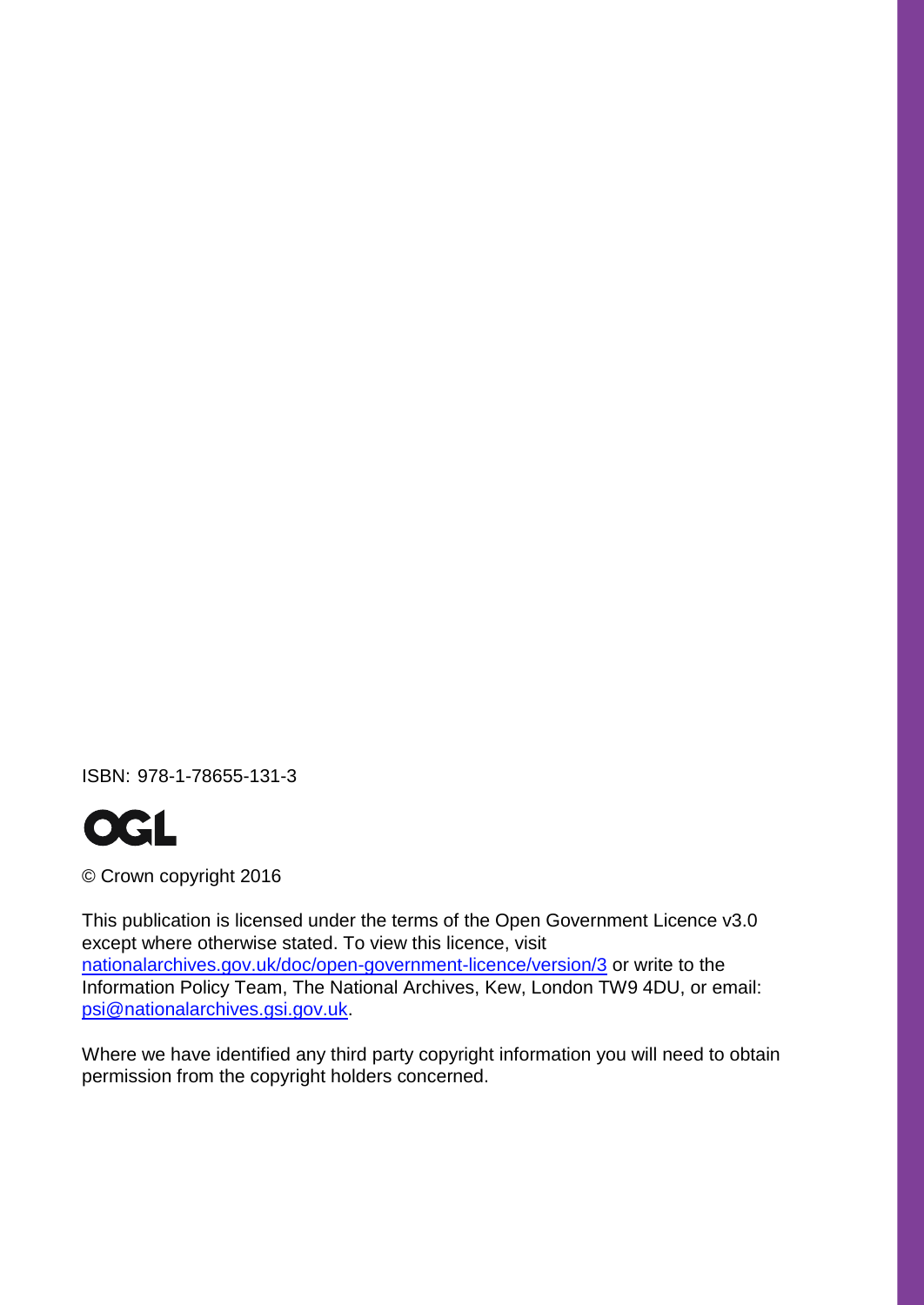ISBN: 978-1-78655-131-3

OGL

© Crown copyright 2016

This publication is licensed under the terms of the Open Government Licence v3.0 except where otherwise stated. To view this licence, visit nationalarchives.gov.uk/doc/open-government-licence/version/3 or write to the Information Policy Team, The National Archives, Kew, London TW9 4DU, or email: psi@nationalarchives.gsi.gov.uk.

Where we have identified any third party copyright information you will need to obtain permission from the copyright holders concerned.